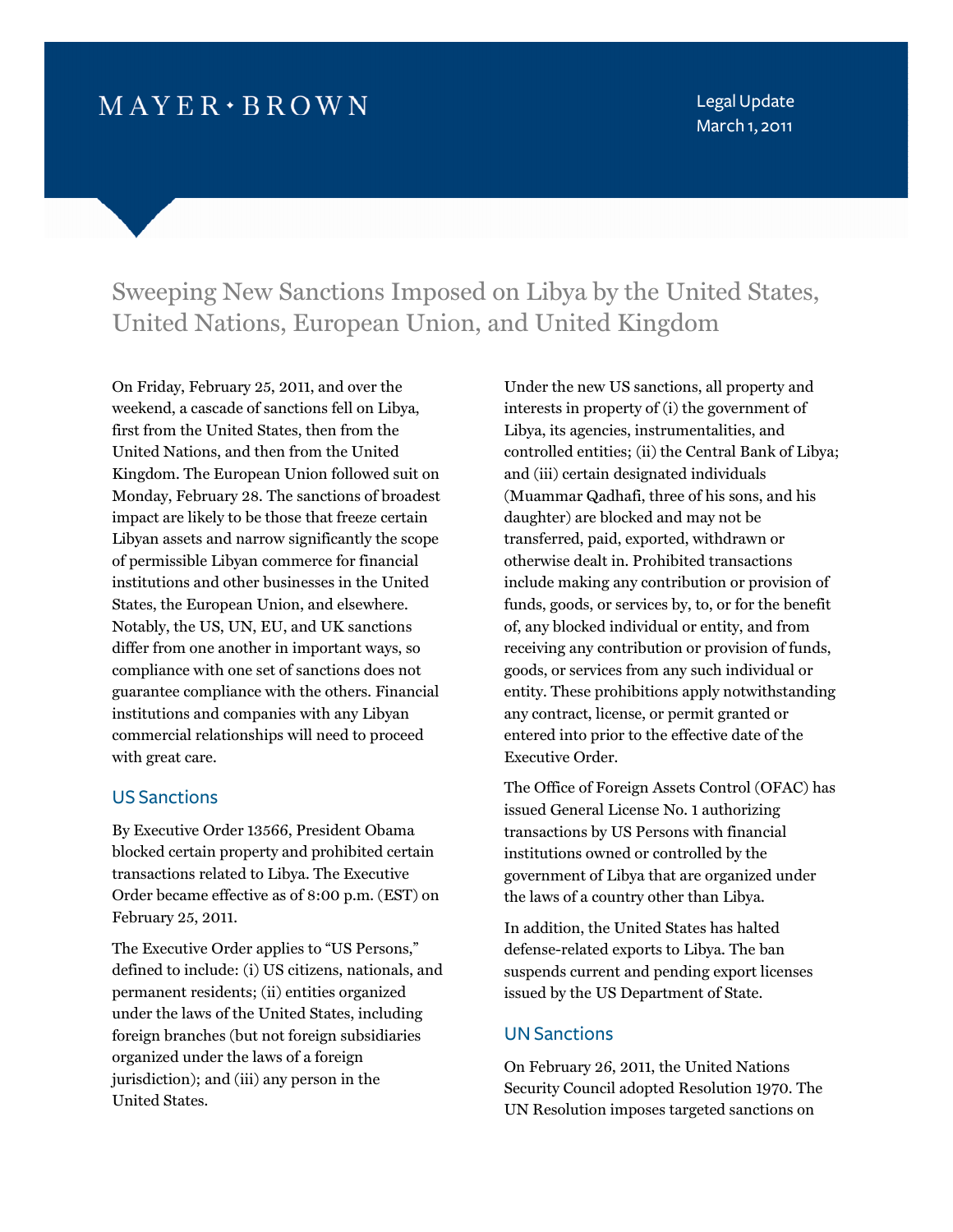MAYER • BROWN

Legal Update
March 1, 2011

# Sweeping New Sanctions Imposed on Libya by the United States, United Nations, European Union, and United Kingdom

On Friday, February 25, 2011, and over the weekend, a cascade of sanctions fell on Libya, first from the United States, then from the United Nations, and then from the United Kingdom. The European Union followed suit on Monday, February 28. The sanctions of broadest impact are likely to be those that freeze certain Libyan assets and narrow significantly the scope of permissible Libyan commerce for financial institutions and other businesses in the United States, the European Union, and elsewhere. Notably, the US, UN, EU, and UK sanctions differ from one another in important ways, so compliance with one set of sanctions does not guarantee compliance with the others. Financial institutions and companies with any Libyan commercial relationships will need to proceed with great care.

## US Sanctions

By Executive Order 13566, President Obama blocked certain property and prohibited certain transactions related to Libya. The Executive Order became effective as of 8:00 p.m. (EST) on February 25, 2011.

The Executive Order applies to "US Persons," defined to include: (i) US citizens, nationals, and permanent residents; (ii) entities organized under the laws of the United States, including foreign branches (but not foreign subsidiaries organized under the laws of a foreign jurisdiction); and (iii) any person in the United States.

Under the new US sanctions, all property and interests in property of (i) the government of Libya, its agencies, instrumentalities, and controlled entities; (ii) the Central Bank of Libya; and (iii) certain designated individuals (Muammar Qadhafi, three of his sons, and his daughter) are blocked and may not be transferred, paid, exported, withdrawn or otherwise dealt in. Prohibited transactions include making any contribution or provision of funds, goods, or services by, to, or for the benefit of, any blocked individual or entity, and from receiving any contribution or provision of funds, goods, or services from any such individual or entity. These prohibitions apply notwithstanding any contract, license, or permit granted or entered into prior to the effective date of the Executive Order.

The Office of Foreign Assets Control (OFAC) has issued General License No. 1 authorizing transactions by US Persons with financial institutions owned or controlled by the government of Libya that are organized under the laws of a country other than Libya.

In addition, the United States has halted defense-related exports to Libya. The ban suspends current and pending export licenses issued by the US Department of State.

## UN Sanctions

On February 26, 2011, the United Nations Security Council adopted Resolution 1970. The UN Resolution imposes targeted sanctions on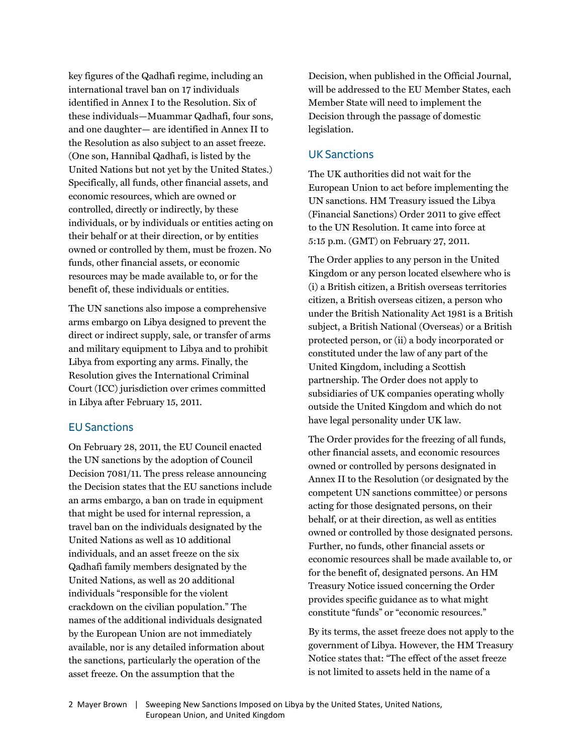key figures of the Qadhafi regime, including an international travel ban on 17 individuals identified in Annex I to the Resolution. Six of these individuals—Muammar Qadhafi, four sons, and one daughter— are identified in Annex II to the Resolution as also subject to an asset freeze. (One son, Hannibal Qadhafi, is listed by the United Nations but not yet by the United States.) Specifically, all funds, other financial assets, and economic resources, which are owned or controlled, directly or indirectly, by these individuals, or by individuals or entities acting on their behalf or at their direction, or by entities owned or controlled by them, must be frozen. No funds, other financial assets, or economic resources may be made available to, or for the benefit of, these individuals or entities.

The UN sanctions also impose a comprehensive arms embargo on Libya designed to prevent the direct or indirect supply, sale, or transfer of arms and military equipment to Libya and to prohibit Libya from exporting any arms. Finally, the Resolution gives the International Criminal Court (ICC) jurisdiction over crimes committed in Libya after February 15, 2011.

## EU Sanctions

On February 28, 2011, the EU Council enacted the UN sanctions by the adoption of Council Decision 7081/11. The press release announcing the Decision states that the EU sanctions include an arms embargo, a ban on trade in equipment that might be used for internal repression, a travel ban on the individuals designated by the United Nations as well as 10 additional individuals, and an asset freeze on the six Qadhafi family members designated by the United Nations, as well as 20 additional individuals "responsible for the violent crackdown on the civilian population." The names of the additional individuals designated by the European Union are not immediately available, nor is any detailed information about the sanctions, particularly the operation of the asset freeze. On the assumption that the Decision, when published in the Official Journal, will be addressed to the EU Member States, each Member State will need to implement the Decision through the passage of domestic legislation.

## UK Sanctions

The UK authorities did not wait for the European Union to act before implementing the UN sanctions. HM Treasury issued the Libya (Financial Sanctions) Order 2011 to give effect to the UN Resolution. It came into force at 5:15 p.m. (GMT) on February 27, 2011.

The Order applies to any person in the United Kingdom or any person located elsewhere who is (i) a British citizen, a British overseas territories citizen, a British overseas citizen, a person who under the British Nationality Act 1981 is a British subject, a British National (Overseas) or a British protected person, or (ii) a body incorporated or constituted under the law of any part of the United Kingdom, including a Scottish partnership. The Order does not apply to subsidiaries of UK companies operating wholly outside the United Kingdom and which do not have legal personality under UK law.

The Order provides for the freezing of all funds, other financial assets, and economic resources owned or controlled by persons designated in Annex II to the Resolution (or designated by the competent UN sanctions committee) or persons acting for those designated persons, on their behalf, or at their direction, as well as entities owned or controlled by those designated persons. Further, no funds, other financial assets or economic resources shall be made available to, or for the benefit of, designated persons. An HM Treasury Notice issued concerning the Order provides specific guidance as to what might constitute "funds" or "economic resources."

By its terms, the asset freeze does not apply to the government of Libya. However, the HM Treasury Notice states that: "The effect of the asset freeze is not limited to assets held in the name of a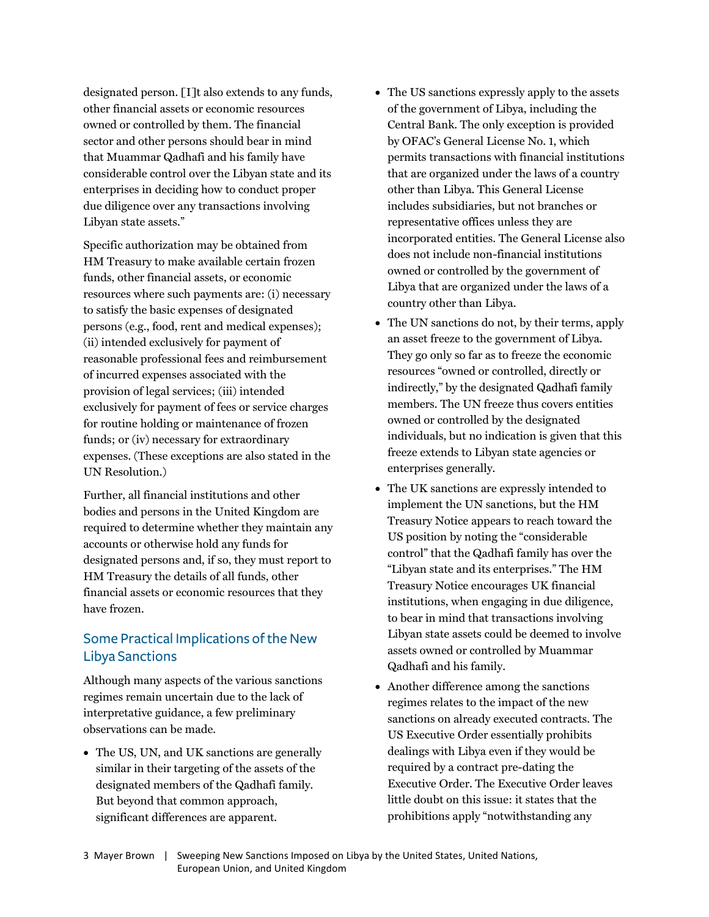designated person. [I]t also extends to any funds, other financial assets or economic resources owned or controlled by them. The financial sector and other persons should bear in mind that Muammar Qadhafi and his family have considerable control over the Libyan state and its enterprises in deciding how to conduct proper due diligence over any transactions involving Libyan state assets."

Specific authorization may be obtained from HM Treasury to make available certain frozen funds, other financial assets, or economic resources where such payments are: (i) necessary to satisfy the basic expenses of designated persons (e.g., food, rent and medical expenses); (ii) intended exclusively for payment of reasonable professional fees and reimbursement of incurred expenses associated with the provision of legal services; (iii) intended exclusively for payment of fees or service charges for routine holding or maintenance of frozen funds; or (iv) necessary for extraordinary expenses. (These exceptions are also stated in the UN Resolution.)

Further, all financial institutions and other bodies and persons in the United Kingdom are required to determine whether they maintain any accounts or otherwise hold any funds for designated persons and, if so, they must report to HM Treasury the details of all funds, other financial assets or economic resources that they have frozen.

## Some Practical Implications of the New Libya Sanctions

Although many aspects of the various sanctions regimes remain uncertain due to the lack of interpretative guidance, a few preliminary observations can be made.

- The US, UN, and UK sanctions are generally similar in their targeting of the assets of the designated members of the Qadhafi family. But beyond that common approach, significant differences are apparent.
- The US sanctions expressly apply to the assets of the government of Libya, including the Central Bank. The only exception is provided by OFAC's General License No. 1, which permits transactions with financial institutions that are organized under the laws of a country other than Libya. This General License includes subsidiaries, but not branches or representative offices unless they are incorporated entities. The General License also does not include non-financial institutions owned or controlled by the government of Libya that are organized under the laws of a country other than Libya.
- The UN sanctions do not, by their terms, apply an asset freeze to the government of Libya. They go only so far as to freeze the economic resources "owned or controlled, directly or indirectly," by the designated Qadhafi family members. The UN freeze thus covers entities owned or controlled by the designated individuals, but no indication is given that this freeze extends to Libyan state agencies or enterprises generally.
- The UK sanctions are expressly intended to implement the UN sanctions, but the HM Treasury Notice appears to reach toward the US position by noting the "considerable control" that the Qadhafi family has over the "Libyan state and its enterprises." The HM Treasury Notice encourages UK financial institutions, when engaging in due diligence, to bear in mind that transactions involving Libyan state assets could be deemed to involve assets owned or controlled by Muammar Qadhafi and his family.
- Another difference among the sanctions regimes relates to the impact of the new sanctions on already executed contracts. The US Executive Order essentially prohibits dealings with Libya even if they would be required by a contract pre-dating the Executive Order. The Executive Order leaves little doubt on this issue: it states that the prohibitions apply "notwithstanding any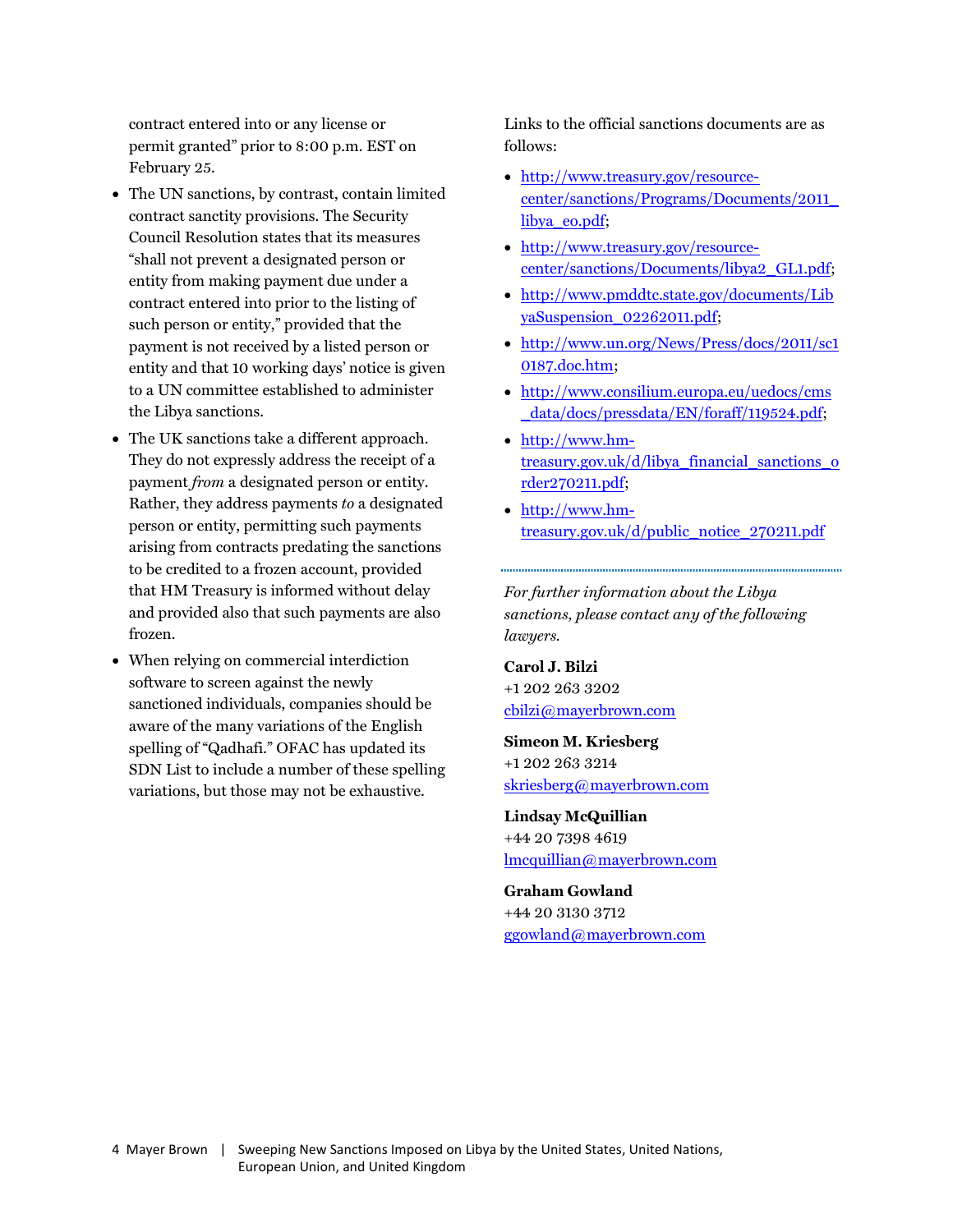contract entered into or any license or permit granted" prior to 8:00 p.m. EST on February 25.

- The UN sanctions, by contrast, contain limited contract sanctity provisions. The Security Council Resolution states that its measures "shall not prevent a designated person or entity from making payment due under a contract entered into prior to the listing of such person or entity," provided that the payment is not received by a listed person or entity and that 10 working days' notice is given to a UN committee established to administer the Libya sanctions.
- The UK sanctions take a different approach. They do not expressly address the receipt of a payment *from* a designated person or entity. Rather, they address payments *to* a designated person or entity, permitting such payments arising from contracts predating the sanctions to be credited to a frozen account, provided that HM Treasury is informed without delay and provided also that such payments are also frozen.
- When relying on commercial interdiction software to screen against the newly sanctioned individuals, companies should be aware of the many variations of the English spelling of "Qadhafi." OFAC has updated its SDN List to include a number of these spelling variations, but those may not be exhaustive.

Links to the official sanctions documents are as follows:

- http://www.treasury.gov/resource-center/sanctions/Programs/Documents/2011_libya_eo.pdf;
- http://www.treasury.gov/resource-center/sanctions/Documents/libya2_GL1.pdf;
- http://www.pmddtc.state.gov/documents/LibyaSuspension_02262011.pdf;
- http://www.un.org/News/Press/docs/2011/sc10187.doc.htm;
- http://www.consilium.europa.eu/uedocs/cms_data/docs/pressdata/EN/foraff/119524.pdf;
- http://www.hm-treasury.gov.uk/d/libya_financial_sanctions_order270211.pdf;
- http://www.hm-treasury.gov.uk/d/public_notice_270211.pdf

---

*For further information about the Libya sanctions, please contact any of the following lawyers.*

**Carol J. Bilzi**
+1 202 263 3202
cbilzi@mayerbrown.com

**Simeon M. Kriesberg**
+1 202 263 3214
skriesberg@mayerbrown.com

**Lindsay McQuillian**
+44 20 7398 4619
lmcquillian@mayerbrown.com

**Graham Gowland**
+44 20 3130 3712
ggowland@mayerbrown.com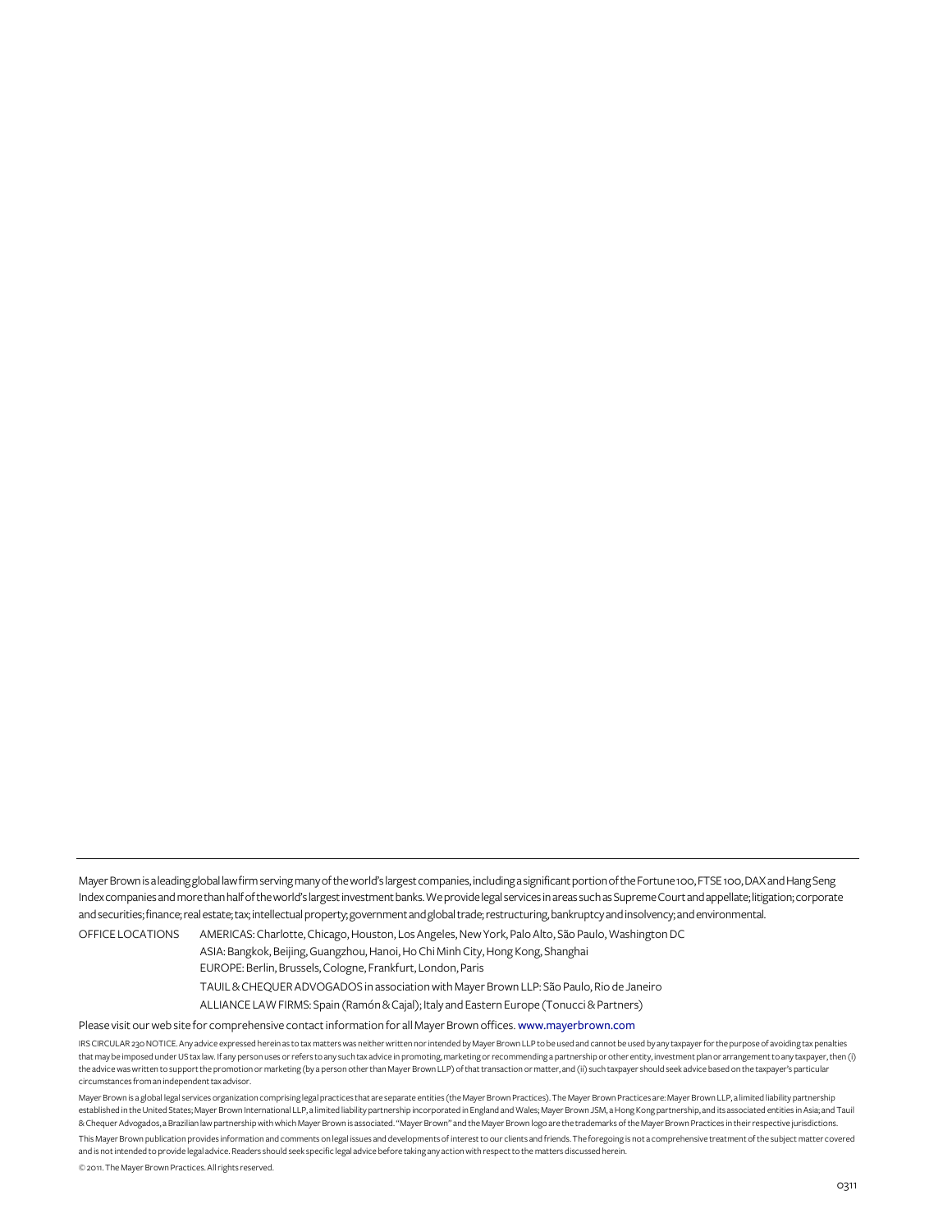Mayer Brown is a leading global law firm serving many of the world's largest companies, including a significant portion of the Fortune 100, FTSE 100, DAX and Hang Seng Index companies and more than half of the world's largest investment banks. We provide legal services in areas such as Supreme Court and appellate; litigation; corporate and securities; finance; real estate; tax; intellectual property; government and global trade; restructuring, bankruptcy and insolvency; and environmental.

OFFICE LOCATIONS AMERICAS: Charlotte, Chicago, Houston, Los Angeles, New York, Palo Alto, São Paulo, Washington DC
ASIA: Bangkok, Beijing, Guangzhou, Hanoi, Ho Chi Minh City, Hong Kong, Shanghai
EUROPE: Berlin, Brussels, Cologne, Frankfurt, London, Paris
TAUIL & CHEQUER ADVOGADOS in association with Mayer Brown LLP: São Paulo, Rio de Janeiro
ALLIANCE LAW FIRMS: Spain (Ramón & Cajal); Italy and Eastern Europe (Tonucci & Partners)

Please visit our web site for comprehensive contact information for all Mayer Brown offices. www.mayerbrown.com

IRS CIRCULAR 230 NOTICE. Any advice expressed herein as to tax matters was neither written nor intended by Mayer Brown LLP to be used and cannot be used by any taxpayer for the purpose of avoiding tax penalties that may be imposed under US tax law. If any person uses or refers to any such tax advice in promoting, marketing or recommending a partnership or other entity, investment plan or arrangement to any taxpayer, then (i) the advice was written to support the promotion or marketing (by a person other than Mayer Brown LLP) of that transaction or matter, and (ii) such taxpayer should seek advice based on the taxpayer's particular circumstances from an independent tax advisor.

Mayer Brown is a global legal services organization comprising legal practices that are separate entities (the Mayer Brown Practices). The Mayer Brown Practices are: Mayer Brown LLP, a limited liability partnership established in the United States; Mayer Brown International LLP, a limited liability partnership incorporated in England and Wales; Mayer Brown JSM, a Hong Kong partnership, and its associated entities in Asia; and Tauil & Chequer Advogados, a Brazilian law partnership with which Mayer Brown is associated. "Mayer Brown" and the Mayer Brown logo are the trademarks of the Mayer Brown Practices in their respective jurisdictions.

This Mayer Brown publication provides information and comments on legal issues and developments of interest to our clients and friends. The foregoing is not a comprehensive treatment of the subject matter covered and is not intended to provide legal advice. Readers should seek specific legal advice before taking any action with respect to the matters discussed herein.

© 2011. The Mayer Brown Practices. All rights reserved.

0311